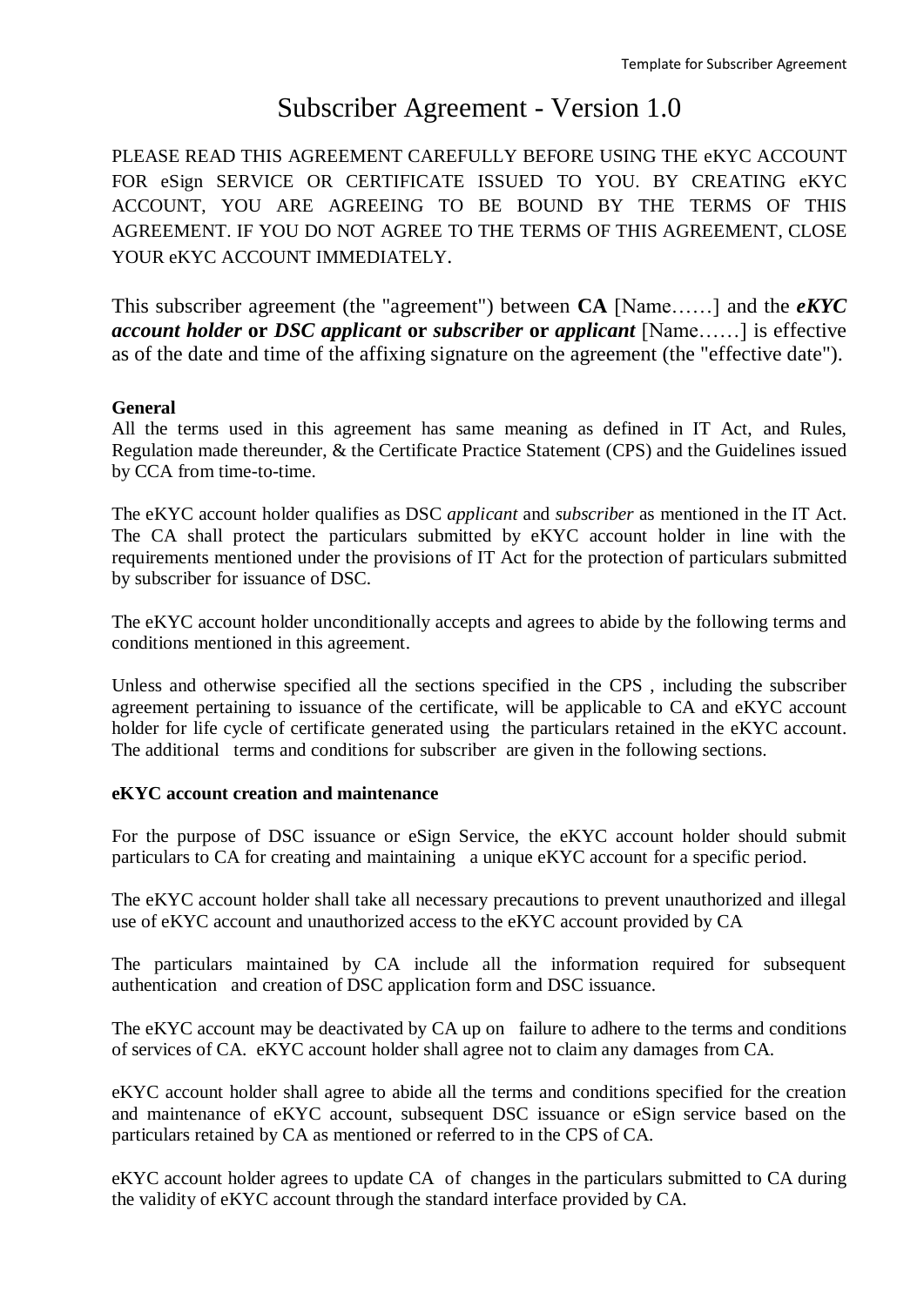# Subscriber Agreement - Version 1.0

PLEASE READ THIS AGREEMENT CAREFULLY BEFORE USING THE eKYC ACCOUNT FOR eSign SERVICE OR CERTIFICATE ISSUED TO YOU. BY CREATING eKYC ACCOUNT, YOU ARE AGREEING TO BE BOUND BY THE TERMS OF THIS AGREEMENT. IF YOU DO NOT AGREE TO THE TERMS OF THIS AGREEMENT, CLOSE YOUR eKYC ACCOUNT IMMEDIATELY.

This subscriber agreement (the "agreement") between **CA** [Name……] and the ***eKYC account holder*** **or** ***DSC applicant*** **or** ***subscriber*** **or** ***applicant*** [Name……] is effective as of the date and time of the affixing signature on the agreement (the "effective date").

**General**

All the terms used in this agreement has same meaning as defined in IT Act, and Rules, Regulation made thereunder, & the Certificate Practice Statement (CPS) and the Guidelines issued by CCA from time-to-time.

The eKYC account holder qualifies as DSC *applicant* and *subscriber* as mentioned in the IT Act. The CA shall protect the particulars submitted by eKYC account holder in line with the requirements mentioned under the provisions of IT Act for the protection of particulars submitted by subscriber for issuance of DSC.

The eKYC account holder unconditionally accepts and agrees to abide by the following terms and conditions mentioned in this agreement.

Unless and otherwise specified all the sections specified in the CPS , including the subscriber agreement pertaining to issuance of the certificate, will be applicable to CA and eKYC account holder for life cycle of certificate generated using the particulars retained in the eKYC account. The additional terms and conditions for subscriber are given in the following sections.

**eKYC account creation and maintenance**

For the purpose of DSC issuance or eSign Service, the eKYC account holder should submit particulars to CA for creating and maintaining a unique eKYC account for a specific period.

The eKYC account holder shall take all necessary precautions to prevent unauthorized and illegal use of eKYC account and unauthorized access to the eKYC account provided by CA

The particulars maintained by CA include all the information required for subsequent authentication and creation of DSC application form and DSC issuance.

The eKYC account may be deactivated by CA up on failure to adhere to the terms and conditions of services of CA. eKYC account holder shall agree not to claim any damages from CA.

eKYC account holder shall agree to abide all the terms and conditions specified for the creation and maintenance of eKYC account, subsequent DSC issuance or eSign service based on the particulars retained by CA as mentioned or referred to in the CPS of CA.

eKYC account holder agrees to update CA of changes in the particulars submitted to CA during the validity of eKYC account through the standard interface provided by CA.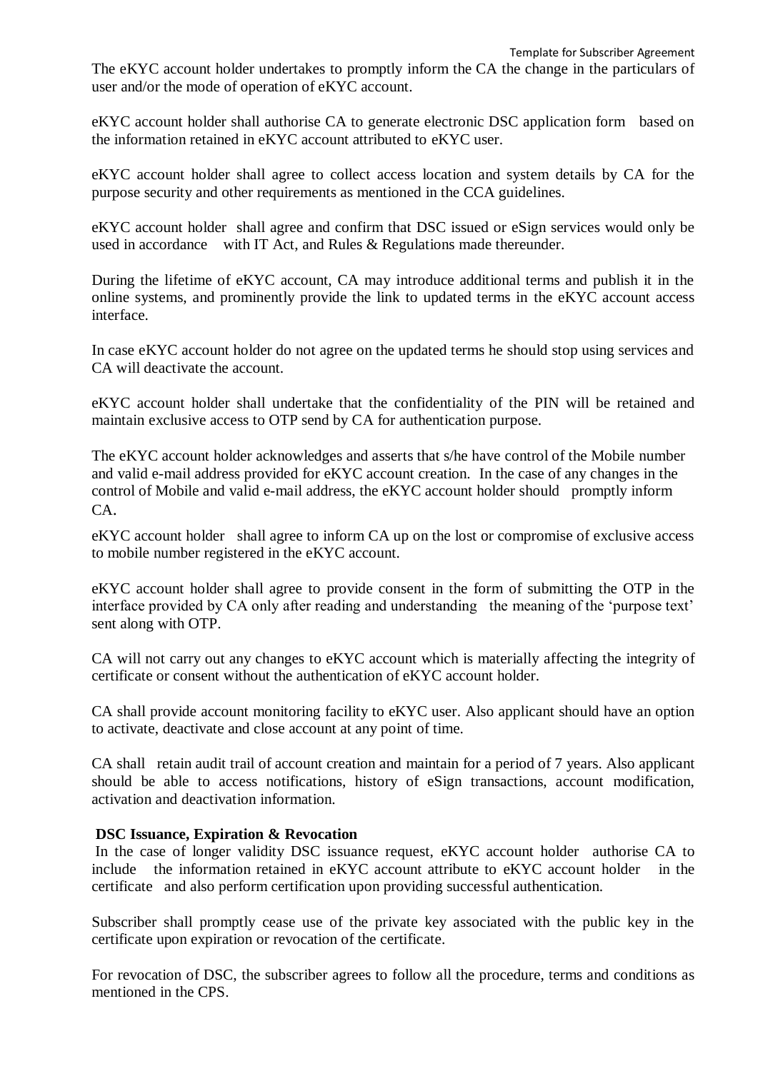The eKYC account holder undertakes to promptly inform the CA the change in the particulars of user and/or the mode of operation of eKYC account.

eKYC account holder shall authorise CA to generate electronic DSC application form based on the information retained in eKYC account attributed to eKYC user.

eKYC account holder shall agree to collect access location and system details by CA for the purpose security and other requirements as mentioned in the CCA guidelines.

eKYC account holder shall agree and confirm that DSC issued or eSign services would only be used in accordance with IT Act, and Rules & Regulations made thereunder.

During the lifetime of eKYC account, CA may introduce additional terms and publish it in the online systems, and prominently provide the link to updated terms in the eKYC account access interface.

In case eKYC account holder do not agree on the updated terms he should stop using services and CA will deactivate the account.

eKYC account holder shall undertake that the confidentiality of the PIN will be retained and maintain exclusive access to OTP send by CA for authentication purpose.

The eKYC account holder acknowledges and asserts that s/he have control of the Mobile number and valid e-mail address provided for eKYC account creation. In the case of any changes in the control of Mobile and valid e-mail address, the eKYC account holder should promptly inform CA.

eKYC account holder shall agree to inform CA up on the lost or compromise of exclusive access to mobile number registered in the eKYC account.

eKYC account holder shall agree to provide consent in the form of submitting the OTP in the interface provided by CA only after reading and understanding the meaning of the 'purpose text' sent along with OTP.

CA will not carry out any changes to eKYC account which is materially affecting the integrity of certificate or consent without the authentication of eKYC account holder.

CA shall provide account monitoring facility to eKYC user. Also applicant should have an option to activate, deactivate and close account at any point of time.

CA shall retain audit trail of account creation and maintain for a period of 7 years. Also applicant should be able to access notifications, history of eSign transactions, account modification, activation and deactivation information.

**DSC Issuance, Expiration & Revocation**

In the case of longer validity DSC issuance request, eKYC account holder authorise CA to include the information retained in eKYC account attribute to eKYC account holder in the certificate and also perform certification upon providing successful authentication.

Subscriber shall promptly cease use of the private key associated with the public key in the certificate upon expiration or revocation of the certificate.

For revocation of DSC, the subscriber agrees to follow all the procedure, terms and conditions as mentioned in the CPS.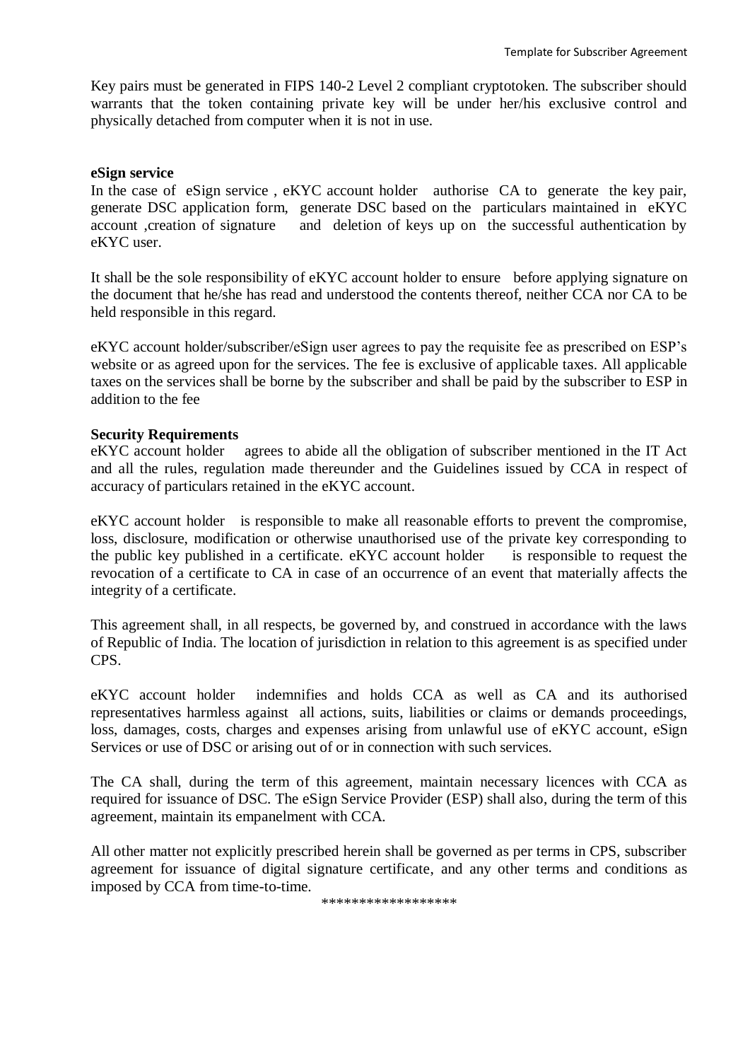Key pairs must be generated in FIPS 140-2 Level 2 compliant cryptotoken. The subscriber should warrants that the token containing private key will be under her/his exclusive control and physically detached from computer when it is not in use.

**eSign service**

In the case of eSign service , eKYC account holder authorise CA to generate the key pair, generate DSC application form, generate DSC based on the particulars maintained in eKYC account ,creation of signature and deletion of keys up on the successful authentication by eKYC user.

It shall be the sole responsibility of eKYC account holder to ensure before applying signature on the document that he/she has read and understood the contents thereof, neither CCA nor CA to be held responsible in this regard.

eKYC account holder/subscriber/eSign user agrees to pay the requisite fee as prescribed on ESP's website or as agreed upon for the services. The fee is exclusive of applicable taxes. All applicable taxes on the services shall be borne by the subscriber and shall be paid by the subscriber to ESP in addition to the fee

**Security Requirements**

eKYC account holder agrees to abide all the obligation of subscriber mentioned in the IT Act and all the rules, regulation made thereunder and the Guidelines issued by CCA in respect of accuracy of particulars retained in the eKYC account.

eKYC account holder is responsible to make all reasonable efforts to prevent the compromise, loss, disclosure, modification or otherwise unauthorised use of the private key corresponding to the public key published in a certificate. eKYC account holder is responsible to request the revocation of a certificate to CA in case of an occurrence of an event that materially affects the integrity of a certificate.

This agreement shall, in all respects, be governed by, and construed in accordance with the laws of Republic of India. The location of jurisdiction in relation to this agreement is as specified under CPS.

eKYC account holder indemnifies and holds CCA as well as CA and its authorised representatives harmless against all actions, suits, liabilities or claims or demands proceedings, loss, damages, costs, charges and expenses arising from unlawful use of eKYC account, eSign Services or use of DSC or arising out of or in connection with such services.

The CA shall, during the term of this agreement, maintain necessary licences with CCA as required for issuance of DSC. The eSign Service Provider (ESP) shall also, during the term of this agreement, maintain its empanelment with CCA.

All other matter not explicitly prescribed herein shall be governed as per terms in CPS, subscriber agreement for issuance of digital signature certificate, and any other terms and conditions as imposed by CCA from time-to-time.

*****************